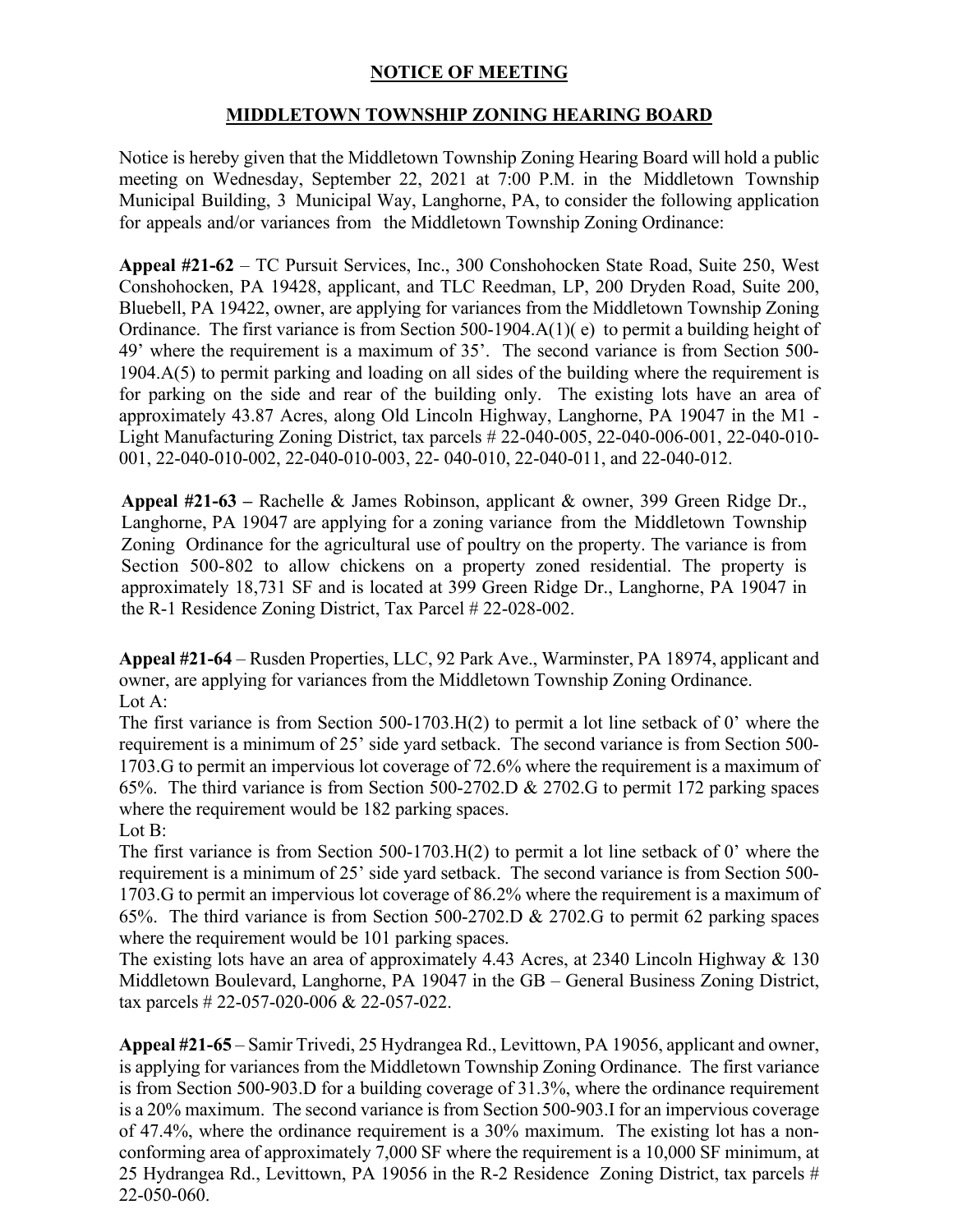## NOTICE OF MEETING

## MIDDLETOWN TOWNSHIP ZONING HEARING BOARD

Notice is hereby given that the Middletown Township Zoning Hearing Board will hold a public meeting on Wednesday, September 22, 2021 at 7:00 P.M. in the Middletown Township Municipal Building, 3 Municipal Way, Langhorne, PA, to consider the following application for appeals and/or variances from the Middletown Township Zoning Ordinance:

**Appeal #21-62** – TC Pursuit Services, Inc., 300 Conshohocken State Road, Suite 250, West Conshohocken, PA 19428, applicant, and TLC Reedman, LP, 200 Dryden Road, Suite 200, Bluebell, PA 19422, owner, are applying for variances from the Middletown Township Zoning Ordinance. The first variance is from Section 500-1904.A(1)( e) to permit a building height of 49' where the requirement is a maximum of 35'. The second variance is from Section 500-1904.A(5) to permit parking and loading on all sides of the building where the requirement is for parking on the side and rear of the building only. The existing lots have an area of approximately 43.87 Acres, along Old Lincoln Highway, Langhorne, PA 19047 in the M1 - Light Manufacturing Zoning District, tax parcels # 22-040-005, 22-040-006-001, 22-040-010-001, 22-040-010-002, 22-040-010-003, 22- 040-010, 22-040-011, and 22-040-012.

**Appeal #21-63 –** Rachelle & James Robinson, applicant & owner, 399 Green Ridge Dr., Langhorne, PA 19047 are applying for a zoning variance from the Middletown Township Zoning Ordinance for the agricultural use of poultry on the property. The variance is from Section 500-802 to allow chickens on a property zoned residential. The property is approximately 18,731 SF and is located at 399 Green Ridge Dr., Langhorne, PA 19047 in the R-1 Residence Zoning District, Tax Parcel # 22-028-002.

**Appeal #21-64** – Rusden Properties, LLC, 92 Park Ave., Warminster, PA 18974, applicant and owner, are applying for variances from the Middletown Township Zoning Ordinance.
Lot A:
The first variance is from Section 500-1703.H(2) to permit a lot line setback of 0' where the requirement is a minimum of 25' side yard setback. The second variance is from Section 500-1703.G to permit an impervious lot coverage of 72.6% where the requirement is a maximum of 65%. The third variance is from Section 500-2702.D & 2702.G to permit 172 parking spaces where the requirement would be 182 parking spaces.
Lot B:
The first variance is from Section 500-1703.H(2) to permit a lot line setback of 0' where the requirement is a minimum of 25' side yard setback. The second variance is from Section 500-1703.G to permit an impervious lot coverage of 86.2% where the requirement is a maximum of 65%. The third variance is from Section 500-2702.D & 2702.G to permit 62 parking spaces where the requirement would be 101 parking spaces.
The existing lots have an area of approximately 4.43 Acres, at 2340 Lincoln Highway & 130 Middletown Boulevard, Langhorne, PA 19047 in the GB – General Business Zoning District, tax parcels # 22-057-020-006 & 22-057-022.

**Appeal #21-65** – Samir Trivedi, 25 Hydrangea Rd., Levittown, PA 19056, applicant and owner, is applying for variances from the Middletown Township Zoning Ordinance. The first variance is from Section 500-903.D for a building coverage of 31.3%, where the ordinance requirement is a 20% maximum. The second variance is from Section 500-903.I for an impervious coverage of 47.4%, where the ordinance requirement is a 30% maximum. The existing lot has a non-conforming area of approximately 7,000 SF where the requirement is a 10,000 SF minimum, at 25 Hydrangea Rd., Levittown, PA 19056 in the R-2 Residence Zoning District, tax parcels # 22-050-060.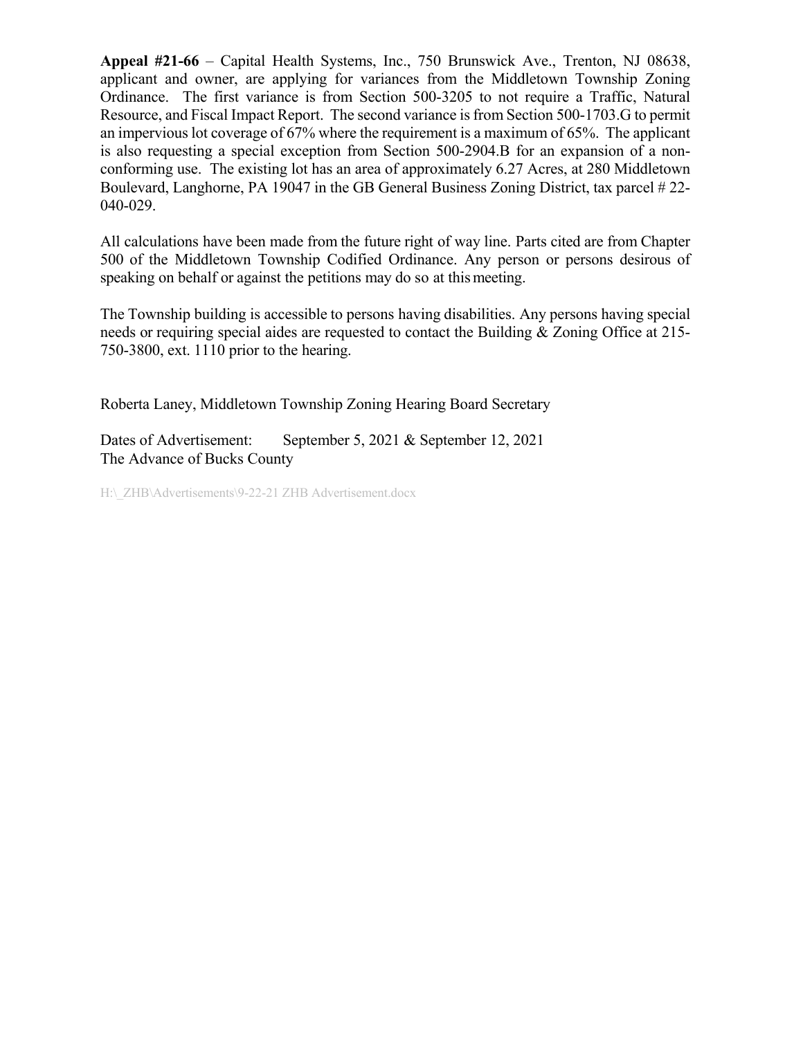**Appeal #21-66** – Capital Health Systems, Inc., 750 Brunswick Ave., Trenton, NJ 08638, applicant and owner, are applying for variances from the Middletown Township Zoning Ordinance. The first variance is from Section 500-3205 to not require a Traffic, Natural Resource, and Fiscal Impact Report. The second variance is from Section 500-1703.G to permit an impervious lot coverage of 67% where the requirement is a maximum of 65%. The applicant is also requesting a special exception from Section 500-2904.B for an expansion of a non-conforming use. The existing lot has an area of approximately 6.27 Acres, at 280 Middletown Boulevard, Langhorne, PA 19047 in the GB General Business Zoning District, tax parcel # 22-040-029.

All calculations have been made from the future right of way line. Parts cited are from Chapter 500 of the Middletown Township Codified Ordinance. Any person or persons desirous of speaking on behalf or against the petitions may do so at this meeting.

The Township building is accessible to persons having disabilities. Any persons having special needs or requiring special aides are requested to contact the Building & Zoning Office at 215-750-3800, ext. 1110 prior to the hearing.

Roberta Laney, Middletown Township Zoning Hearing Board Secretary

Dates of Advertisement: September 5, 2021 & September 12, 2021
The Advance of Bucks County

H:\_ZHB\Advertisements\9-22-21 ZHB Advertisement.docx